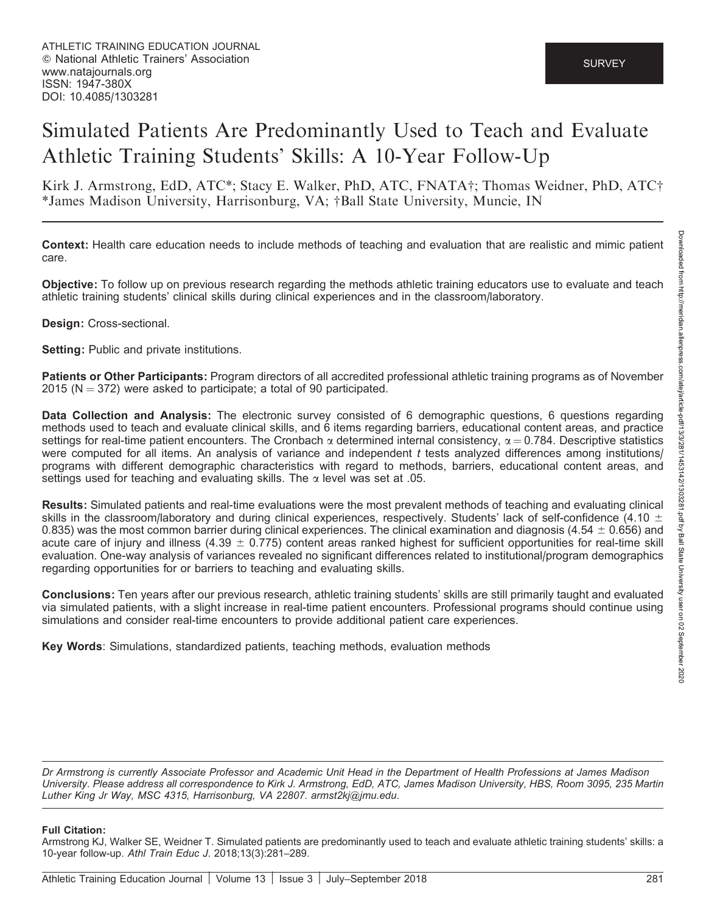ATHLETIC TRAINING EDUCATION JOURNAL
© National Athletic Trainers' Association
www.natajournals.org
ISSN: 1947-380X
DOI: 10.4085/1303281

SURVEY

# Simulated Patients Are Predominantly Used to Teach and Evaluate Athletic Training Students' Skills: A 10-Year Follow-Up

Kirk J. Armstrong, EdD, ATC*; Stacy E. Walker, PhD, ATC, FNATA†; Thomas Weidner, PhD, ATC†
*James Madison University, Harrisonburg, VA; †Ball State University, Muncie, IN

**Context:** Health care education needs to include methods of teaching and evaluation that are realistic and mimic patient care.

**Objective:** To follow up on previous research regarding the methods athletic training educators use to evaluate and teach athletic training students' clinical skills during clinical experiences and in the classroom/laboratory.

**Design:** Cross-sectional.

**Setting:** Public and private institutions.

**Patients or Other Participants:** Program directors of all accredited professional athletic training programs as of November 2015 ($N = 372$) were asked to participate; a total of 90 participated.

**Data Collection and Analysis:** The electronic survey consisted of 6 demographic questions, 6 questions regarding methods used to teach and evaluate clinical skills, and 6 items regarding barriers, educational content areas, and practice settings for real-time patient encounters. The Cronbach $\alpha$ determined internal consistency, $\alpha = 0.784$. Descriptive statistics were computed for all items. An analysis of variance and independent *t* tests analyzed differences among institutions/programs with different demographic characteristics with regard to methods, barriers, educational content areas, and settings used for teaching and evaluating skills. The $\alpha$ level was set at .05.

**Results:** Simulated patients and real-time evaluations were the most prevalent methods of teaching and evaluating clinical skills in the classroom/laboratory and during clinical experiences, respectively. Students' lack of self-confidence ($4.10 \pm 0.835$) was the most common barrier during clinical experiences. The clinical examination and diagnosis ($4.54 \pm 0.656$) and acute care of injury and illness ($4.39 \pm 0.775$) content areas ranked highest for sufficient opportunities for real-time skill evaluation. One-way analysis of variances revealed no significant differences related to institutional/program demographics regarding opportunities for or barriers to teaching and evaluating skills.

**Conclusions:** Ten years after our previous research, athletic training students' skills are still primarily taught and evaluated via simulated patients, with a slight increase in real-time patient encounters. Professional programs should continue using simulations and consider real-time encounters to provide additional patient care experiences.

**Key Words**: Simulations, standardized patients, teaching methods, evaluation methods

*Dr Armstrong is currently Associate Professor and Academic Unit Head in the Department of Health Professions at James Madison University. Please address all correspondence to Kirk J. Armstrong, EdD, ATC, James Madison University, HBS, Room 3095, 235 Martin Luther King Jr Way, MSC 4315, Harrisonburg, VA 22807. armst2kj@jmu.edu.*

**Full Citation:**
Armstrong KJ, Walker SE, Weidner T. Simulated patients are predominantly used to teach and evaluate athletic training students' skills: a 10-year follow-up. *Athl Train Educ J*. 2018;13(3):281–289.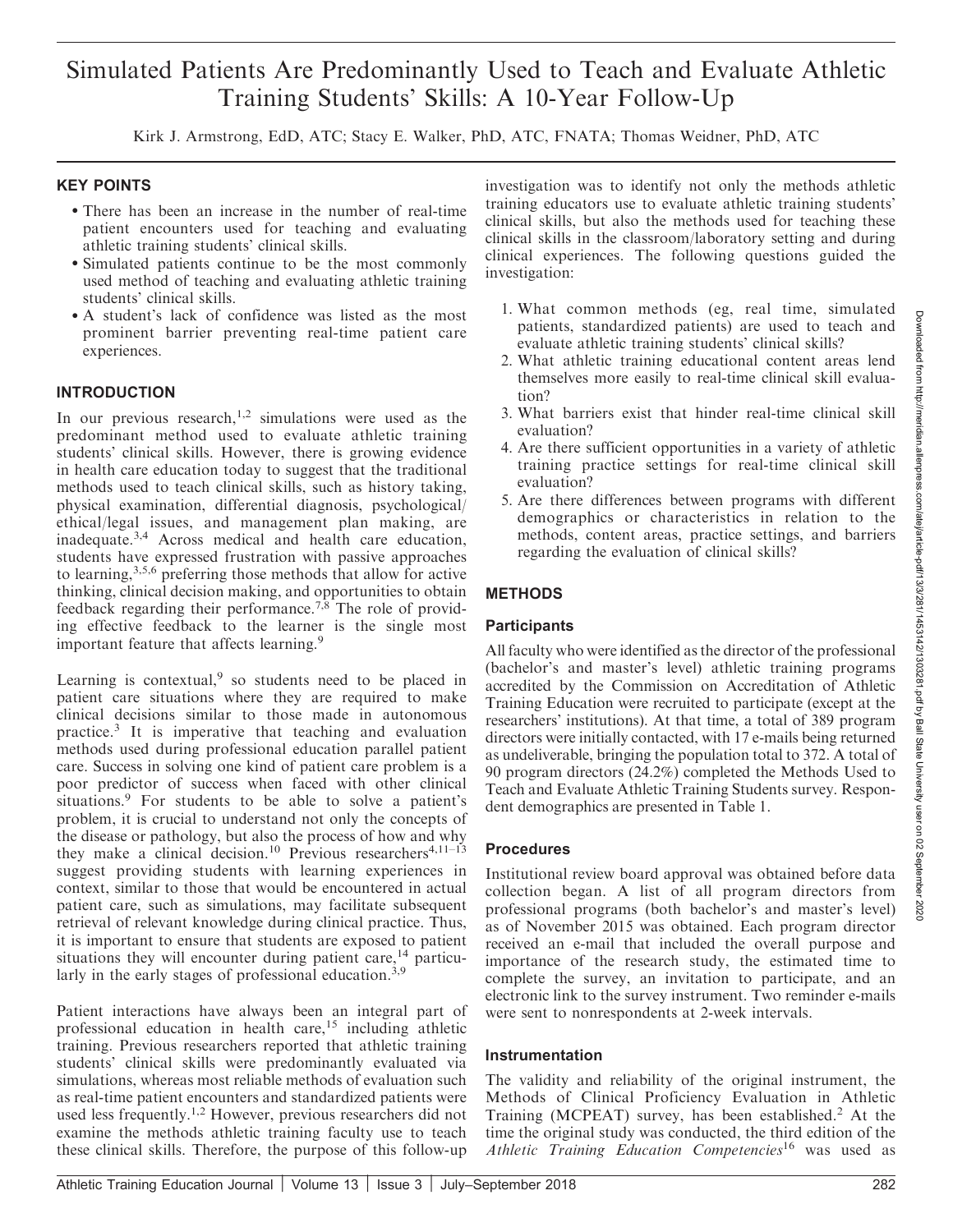# Simulated Patients Are Predominantly Used to Teach and Evaluate Athletic Training Students' Skills: A 10-Year Follow-Up

Kirk J. Armstrong, EdD, ATC; Stacy E. Walker, PhD, ATC, FNATA; Thomas Weidner, PhD, ATC

## KEY POINTS

- There has been an increase in the number of real-time patient encounters used for teaching and evaluating athletic training students' clinical skills.
- Simulated patients continue to be the most commonly used method of teaching and evaluating athletic training students' clinical skills.
- A student's lack of confidence was listed as the most prominent barrier preventing real-time patient care experiences.

## INTRODUCTION

In our previous research,[1,2] simulations were used as the predominant method used to evaluate athletic training students' clinical skills. However, there is growing evidence in health care education today to suggest that the traditional methods used to teach clinical skills, such as history taking, physical examination, differential diagnosis, psychological/ethical/legal issues, and management plan making, are inadequate.[3,4] Across medical and health care education, students have expressed frustration with passive approaches to learning,[3,5,6] preferring those methods that allow for active thinking, clinical decision making, and opportunities to obtain feedback regarding their performance.[7,8] The role of providing effective feedback to the learner is the single most important feature that affects learning.[9]

Learning is contextual,[9] so students need to be placed in patient care situations where they are required to make clinical decisions similar to those made in autonomous practice.[3] It is imperative that teaching and evaluation methods used during professional education parallel patient care. Success in solving one kind of patient care problem is a poor predictor of success when faced with other clinical situations.[9] For students to be able to solve a patient's problem, it is crucial to understand not only the concepts of the disease or pathology, but also the process of how and why they make a clinical decision.[10] Previous researchers[4,11–13] suggest providing students with learning experiences in context, similar to those that would be encountered in actual patient care, such as simulations, may facilitate subsequent retrieval of relevant knowledge during clinical practice. Thus, it is important to ensure that students are exposed to patient situations they will encounter during patient care,[14] particularly in the early stages of professional education.[3,9]

Patient interactions have always been an integral part of professional education in health care,[15] including athletic training. Previous researchers reported that athletic training students' clinical skills were predominantly evaluated via simulations, whereas most reliable methods of evaluation such as real-time patient encounters and standardized patients were used less frequently.[1,2] However, previous researchers did not examine the methods athletic training faculty use to teach these clinical skills. Therefore, the purpose of this follow-up investigation was to identify not only the methods athletic training educators use to evaluate athletic training students' clinical skills, but also the methods used for teaching these clinical skills in the classroom/laboratory setting and during clinical experiences. The following questions guided the investigation:

1. What common methods (eg, real time, simulated patients, standardized patients) are used to teach and evaluate athletic training students' clinical skills?
2. What athletic training educational content areas lend themselves more easily to real-time clinical skill evaluation?
3. What barriers exist that hinder real-time clinical skill evaluation?
4. Are there sufficient opportunities in a variety of athletic training practice settings for real-time clinical skill evaluation?
5. Are there differences between programs with different demographics or characteristics in relation to the methods, content areas, practice settings, and barriers regarding the evaluation of clinical skills?

## METHODS

### Participants

All faculty who were identified as the director of the professional (bachelor's and master's level) athletic training programs accredited by the Commission on Accreditation of Athletic Training Education were recruited to participate (except at the researchers' institutions). At that time, a total of 389 program directors were initially contacted, with 17 e-mails being returned as undeliverable, bringing the population total to 372. A total of 90 program directors (24.2%) completed the Methods Used to Teach and Evaluate Athletic Training Students survey. Respondent demographics are presented in Table 1.

### Procedures

Institutional review board approval was obtained before data collection began. A list of all program directors from professional programs (both bachelor's and master's level) as of November 2015 was obtained. Each program director received an e-mail that included the overall purpose and importance of the research study, the estimated time to complete the survey, an invitation to participate, and an electronic link to the survey instrument. Two reminder e-mails were sent to nonrespondents at 2-week intervals.

### Instrumentation

The validity and reliability of the original instrument, the Methods of Clinical Proficiency Evaluation in Athletic Training (MCPEAT) survey, has been established.[2] At the time the original study was conducted, the third edition of the *Athletic Training Education Competencies*[16] was used as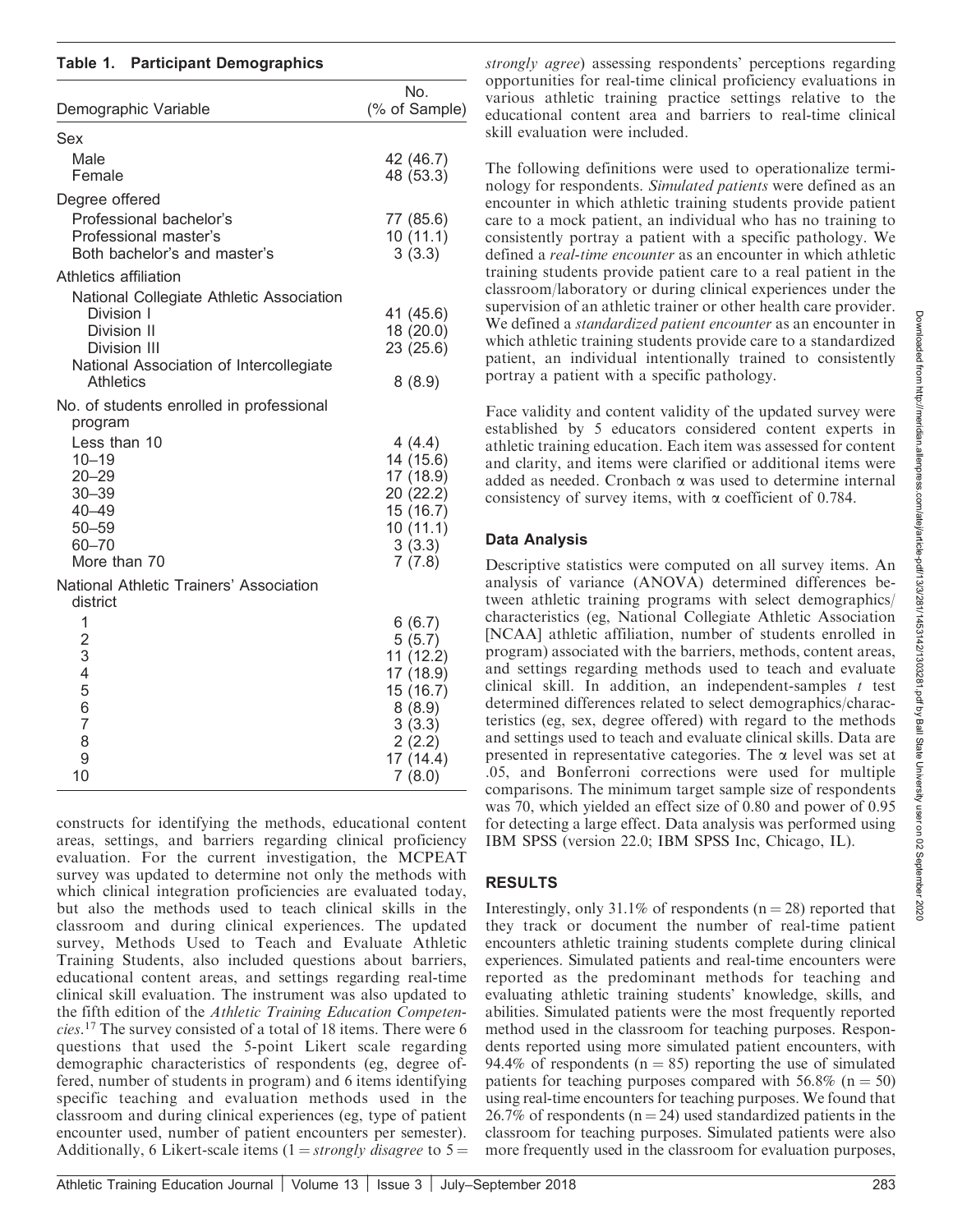**Table 1. Participant Demographics**

| Demographic Variable | No. (% of Sample) |
|---|---|
| Sex | |
| Male | 42 (46.7) |
| Female | 48 (53.3) |
| Degree offered | |
| Professional bachelor's | 77 (85.6) |
| Professional master's | 10 (11.1) |
| Both bachelor's and master's | 3 (3.3) |
| Athletics affiliation | |
| National Collegiate Athletic Association | |
| Division I | 41 (45.6) |
| Division II | 18 (20.0) |
| Division III | 23 (25.6) |
| National Association of Intercollegiate Athletics | 8 (8.9) |
| No. of students enrolled in professional program | |
| Less than 10 | 4 (4.4) |
| 10–19 | 14 (15.6) |
| 20–29 | 17 (18.9) |
| 30–39 | 20 (22.2) |
| 40–49 | 15 (16.7) |
| 50–59 | 10 (11.1) |
| 60–70 | 3 (3.3) |
| More than 70 | 7 (7.8) |
| National Athletic Trainers' Association district | |
| 1 | 6 (6.7) |
| 2 | 5 (5.7) |
| 3 | 11 (12.2) |
| 4 | 17 (18.9) |
| 5 | 15 (16.7) |
| 6 | 8 (8.9) |
| 7 | 3 (3.3) |
| 8 | 2 (2.2) |
| 9 | 17 (14.4) |
| 10 | 7 (8.0) |

constructs for identifying the methods, educational content areas, settings, and barriers regarding clinical proficiency evaluation. For the current investigation, the MCPEAT survey was updated to determine not only the methods with which clinical integration proficiencies are evaluated today, but also the methods used to teach clinical skills in the classroom and during clinical experiences. The updated survey, Methods Used to Teach and Evaluate Athletic Training Students, also included questions about barriers, educational content areas, and settings regarding real-time clinical skill evaluation. The instrument was also updated to the fifth edition of the *Athletic Training Education Competencies*.[17] The survey consisted of a total of 18 items. There were 6 questions that used the 5-point Likert scale regarding demographic characteristics of respondents (eg, degree offered, number of students in program) and 6 items identifying specific teaching and evaluation methods used in the classroom and during clinical experiences (eg, type of patient encounter used, number of patient encounters per semester). Additionally, 6 Likert-scale items (1 = *strongly disagree* to 5 = *strongly agree*) assessing respondents' perceptions regarding opportunities for real-time clinical proficiency evaluations in various athletic training practice settings relative to the educational content area and barriers to real-time clinical skill evaluation were included.

The following definitions were used to operationalize terminology for respondents. *Simulated patients* were defined as an encounter in which athletic training students provide patient care to a mock patient, an individual who has no training to consistently portray a patient with a specific pathology. We defined a *real-time encounter* as an encounter in which athletic training students provide patient care to a real patient in the classroom/laboratory or during clinical experiences under the supervision of an athletic trainer or other health care provider. We defined a *standardized patient encounter* as an encounter in which athletic training students provide care to a standardized patient, an individual intentionally trained to consistently portray a patient with a specific pathology.

Face validity and content validity of the updated survey were established by 5 educators considered content experts in athletic training education. Each item was assessed for content and clarity, and items were clarified or additional items were added as needed. Cronbach $\alpha$ was used to determine internal consistency of survey items, with $\alpha$ coefficient of 0.784.

### Data Analysis

Descriptive statistics were computed on all survey items. An analysis of variance (ANOVA) determined differences between athletic training programs with select demographics/characteristics (eg, National Collegiate Athletic Association [NCAA] athletic affiliation, number of students enrolled in program) associated with the barriers, methods, content areas, and settings regarding methods used to teach and evaluate clinical skill. In addition, an independent-samples $t$ test determined differences related to select demographics/characteristics (eg, sex, degree offered) with regard to the methods and settings used to teach and evaluate clinical skills. Data are presented in representative categories. The $\alpha$ level was set at .05, and Bonferroni corrections were used for multiple comparisons. The minimum target sample size of respondents was 70, which yielded an effect size of 0.80 and power of 0.95 for detecting a large effect. Data analysis was performed using IBM SPSS (version 22.0; IBM SPSS Inc, Chicago, IL).

## RESULTS

Interestingly, only 31.1% of respondents ($n = 28$) reported that they track or document the number of real-time patient encounters athletic training students complete during clinical experiences. Simulated patients and real-time encounters were reported as the predominant methods for teaching and evaluating athletic training students' knowledge, skills, and abilities. Simulated patients were the most frequently reported method used in the classroom for teaching purposes. Respondents reported using more simulated patient encounters, with 94.4% of respondents ($n = 85$) reporting the use of simulated patients for teaching purposes compared with 56.8% ($n = 50$) using real-time encounters for teaching purposes. We found that 26.7% of respondents ($n = 24$) used standardized patients in the classroom for teaching purposes. Simulated patients were also more frequently used in the classroom for evaluation purposes,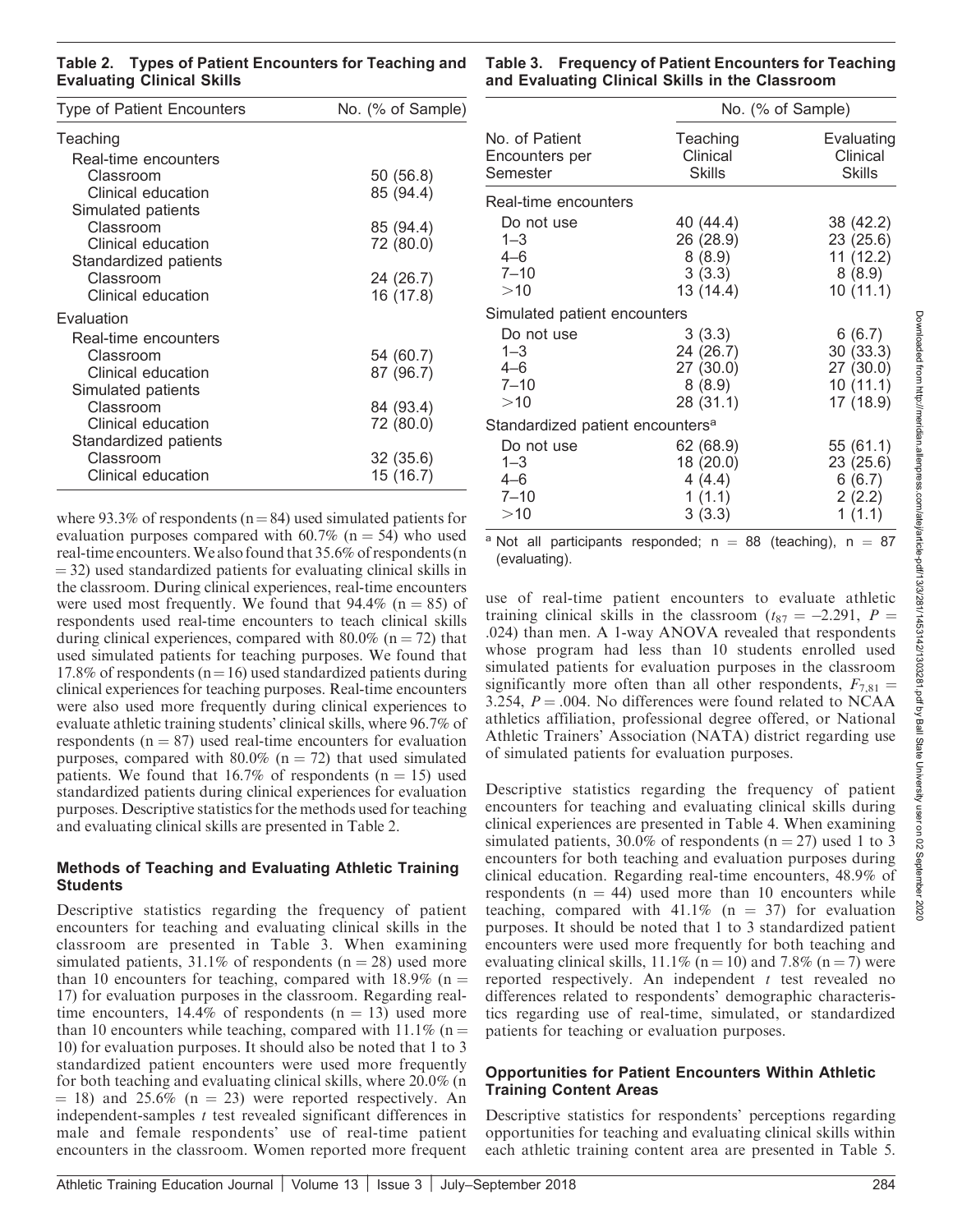**Table 2. Types of Patient Encounters for Teaching and Evaluating Clinical Skills**

| Type of Patient Encounters | No. (% of Sample) |
|---|---|
| Teaching | |
| Real-time encounters | |
| Classroom | 50 (56.8) |
| Clinical education | 85 (94.4) |
| Simulated patients | |
| Classroom | 85 (94.4) |
| Clinical education | 72 (80.0) |
| Standardized patients | |
| Classroom | 24 (26.7) |
| Clinical education | 16 (17.8) |
| Evaluation | |
| Real-time encounters | |
| Classroom | 54 (60.7) |
| Clinical education | 87 (96.7) |
| Simulated patients | |
| Classroom | 84 (93.4) |
| Clinical education | 72 (80.0) |
| Standardized patients | |
| Classroom | 32 (35.6) |
| Clinical education | 15 (16.7) |

where 93.3% of respondents (n = 84) used simulated patients for evaluation purposes compared with 60.7% (n = 54) who used real-time encounters. We also found that 35.6% of respondents (n = 32) used standardized patients for evaluating clinical skills in the classroom. During clinical experiences, real-time encounters were used most frequently. We found that 94.4% (n = 85) of respondents used real-time encounters to teach clinical skills during clinical experiences, compared with 80.0% (n = 72) that used simulated patients for teaching purposes. We found that 17.8% of respondents (n = 16) used standardized patients during clinical experiences for teaching purposes. Real-time encounters were also used more frequently during clinical experiences to evaluate athletic training students' clinical skills, where 96.7% of respondents (n = 87) used real-time encounters for evaluation purposes, compared with 80.0% (n = 72) that used simulated patients. We found that 16.7% of respondents (n = 15) used standardized patients during clinical experiences for evaluation purposes. Descriptive statistics for the methods used for teaching and evaluating clinical skills are presented in Table 2.

### Methods of Teaching and Evaluating Athletic Training Students

Descriptive statistics regarding the frequency of patient encounters for teaching and evaluating clinical skills in the classroom are presented in Table 3. When examining simulated patients, 31.1% of respondents (n = 28) used more than 10 encounters for teaching, compared with 18.9% (n = 17) for evaluation purposes in the classroom. Regarding real-time encounters, 14.4% of respondents (n = 13) used more than 10 encounters while teaching, compared with 11.1% (n = 10) for evaluation purposes. It should also be noted that 1 to 3 standardized patient encounters were used more frequently for both teaching and evaluating clinical skills, where 20.0% (n = 18) and 25.6% (n = 23) were reported respectively. An independent-samples *t* test revealed significant differences in male and female respondents' use of real-time patient encounters in the classroom. Women reported more frequent

**Table 3. Frequency of Patient Encounters for Teaching and Evaluating Clinical Skills in the Classroom**

| | No. (% of Sample) | |
|---|---|---|
| No. of Patient Encounters per Semester | Teaching Clinical Skills | Evaluating Clinical Skills |
| Real-time encounters | | |
| Do not use | 40 (44.4) | 38 (42.2) |
| 1–3 | 26 (28.9) | 23 (25.6) |
| 4–6 | 8 (8.9) | 11 (12.2) |
| 7–10 | 3 (3.3) | 8 (8.9) |
| >10 | 13 (14.4) | 10 (11.1) |
| Simulated patient encounters | | |
| Do not use | 3 (3.3) | 6 (6.7) |
| 1–3 | 24 (26.7) | 30 (33.3) |
| 4–6 | 27 (30.0) | 27 (30.0) |
| 7–10 | 8 (8.9) | 10 (11.1) |
| >10 | 28 (31.1) | 17 (18.9) |
| Standardized patient encounters[a] | | |
| Do not use | 62 (68.9) | 55 (61.1) |
| 1–3 | 18 (20.0) | 23 (25.6) |
| 4–6 | 4 (4.4) | 6 (6.7) |
| 7–10 | 1 (1.1) | 2 (2.2) |
| >10 | 3 (3.3) | 1 (1.1) |

[a] Not all participants responded; n = 88 (teaching), n = 87 (evaluating).

use of real-time patient encounters to evaluate athletic training clinical skills in the classroom ($t_{87} = -2.291$, $P = .024$) than men. A 1-way ANOVA revealed that respondents whose program had less than 10 students enrolled used simulated patients for evaluation purposes in the classroom significantly more often than all other respondents, $F_{7,81} = 3.254$, $P = .004$. No differences were found related to NCAA athletics affiliation, professional degree offered, or National Athletic Trainers' Association (NATA) district regarding use of simulated patients for evaluation purposes.

Descriptive statistics regarding the frequency of patient encounters for teaching and evaluating clinical skills during clinical experiences are presented in Table 4. When examining simulated patients, 30.0% of respondents (n = 27) used 1 to 3 encounters for both teaching and evaluation purposes during clinical education. Regarding real-time encounters, 48.9% of respondents (n = 44) used more than 10 encounters while teaching, compared with 41.1% (n = 37) for evaluation purposes. It should be noted that 1 to 3 standardized patient encounters were used more frequently for both teaching and evaluating clinical skills, 11.1% (n = 10) and 7.8% (n = 7) were reported respectively. An independent *t* test revealed no differences related to respondents' demographic characteristics regarding use of real-time, simulated, or standardized patients for teaching or evaluation purposes.

### Opportunities for Patient Encounters Within Athletic Training Content Areas

Descriptive statistics for respondents' perceptions regarding opportunities for teaching and evaluating clinical skills within each athletic training content area are presented in Table 5.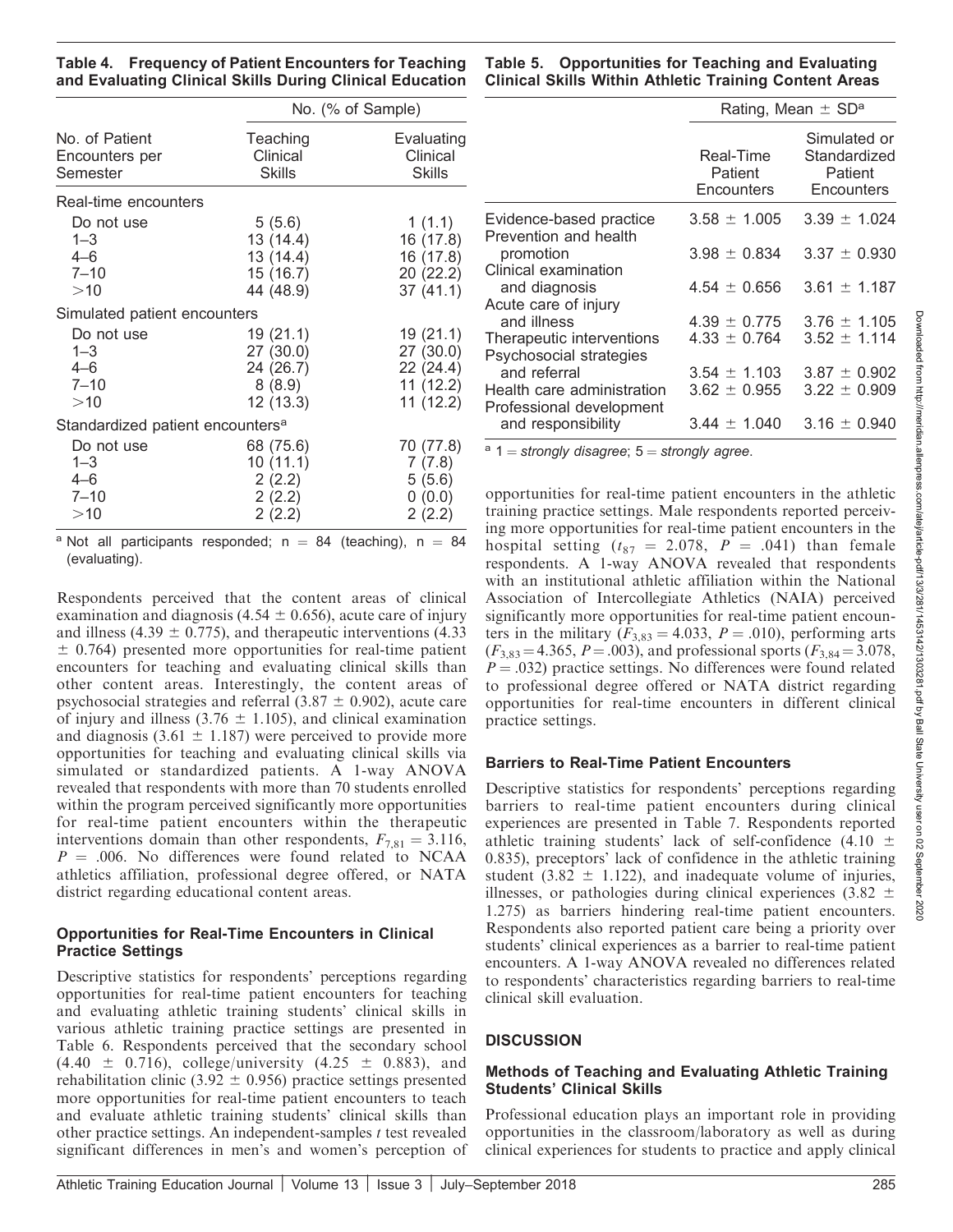**Table 4. Frequency of Patient Encounters for Teaching and Evaluating Clinical Skills During Clinical Education**

| No. of Patient Encounters per Semester | No. (% of Sample) | |
|---|---|---|
| | Teaching Clinical Skills | Evaluating Clinical Skills |
| Real-time encounters | | |
| Do not use | 5 (5.6) | 1 (1.1) |
| 1–3 | 13 (14.4) | 16 (17.8) |
| 4–6 | 13 (14.4) | 16 (17.8) |
| 7–10 | 15 (16.7) | 20 (22.2) |
| >10 | 44 (48.9) | 37 (41.1) |
| Simulated patient encounters | | |
| Do not use | 19 (21.1) | 19 (21.1) |
| 1–3 | 27 (30.0) | 27 (30.0) |
| 4–6 | 24 (26.7) | 22 (24.4) |
| 7–10 | 8 (8.9) | 11 (12.2) |
| >10 | 12 (13.3) | 11 (12.2) |
| Standardized patient encounters[a] | | |
| Do not use | 68 (75.6) | 70 (77.8) |
| 1–3 | 10 (11.1) | 7 (7.8) |
| 4–6 | 2 (2.2) | 5 (5.6) |
| 7–10 | 2 (2.2) | 0 (0.0) |
| >10 | 2 (2.2) | 2 (2.2) |

[a] Not all participants responded; n = 84 (teaching), n = 84 (evaluating).

**Table 5. Opportunities for Teaching and Evaluating Clinical Skills Within Athletic Training Content Areas**

| | Rating, Mean ± SD[a] | |
|---|---|---|
| | Real-Time Patient Encounters | Simulated or Standardized Patient Encounters |
| Evidence-based practice | 3.58 ± 1.005 | 3.39 ± 1.024 |
| Prevention and health promotion | 3.98 ± 0.834 | 3.37 ± 0.930 |
| Clinical examination and diagnosis | 4.54 ± 0.656 | 3.61 ± 1.187 |
| Acute care of injury and illness | 4.39 ± 0.775 | 3.76 ± 1.105 |
| Therapeutic interventions | 4.33 ± 0.764 | 3.52 ± 1.114 |
| Psychosocial strategies and referral | 3.54 ± 1.103 | 3.87 ± 0.902 |
| Health care administration | 3.62 ± 0.955 | 3.22 ± 0.909 |
| Professional development and responsibility | 3.44 ± 1.040 | 3.16 ± 0.940 |

[a] 1 = *strongly disagree*; 5 = *strongly agree*.

Respondents perceived that the content areas of clinical examination and diagnosis (4.54 ± 0.656), acute care of injury and illness (4.39 ± 0.775), and therapeutic interventions (4.33 ± 0.764) presented more opportunities for real-time patient encounters for teaching and evaluating clinical skills than other content areas. Interestingly, the content areas of psychosocial strategies and referral (3.87 ± 0.902), acute care of injury and illness (3.76 ± 1.105), and clinical examination and diagnosis (3.61 ± 1.187) were perceived to provide more opportunities for teaching and evaluating clinical skills via simulated or standardized patients. A 1-way ANOVA revealed that respondents with more than 70 students enrolled within the program perceived significantly more opportunities for real-time patient encounters within the therapeutic interventions domain than other respondents, $F_{7,81} = 3.116$, $P = .006$. No differences were found related to NCAA athletics affiliation, professional degree offered, or NATA district regarding educational content areas.

### Opportunities for Real-Time Encounters in Clinical Practice Settings

Descriptive statistics for respondents' perceptions regarding opportunities for real-time patient encounters for teaching and evaluating athletic training students' clinical skills in various athletic training practice settings are presented in Table 6. Respondents perceived that the secondary school (4.40 ± 0.716), college/university (4.25 ± 0.883), and rehabilitation clinic (3.92 ± 0.956) practice settings presented more opportunities for real-time patient encounters to teach and evaluate athletic training students' clinical skills than other practice settings. An independent-samples *t* test revealed significant differences in men's and women's perception of opportunities for real-time patient encounters in the athletic training practice settings. Male respondents reported perceiving more opportunities for real-time patient encounters in the hospital setting ($t_{87} = 2.078$, $P = .041$) than female respondents. A 1-way ANOVA revealed that respondents with an institutional athletic affiliation within the National Association of Intercollegiate Athletics (NAIA) perceived significantly more opportunities for real-time patient encounters in the military ($F_{3,83} = 4.033$, $P = .010$), performing arts ($F_{3,83} = 4.365$, $P = .003$), and professional sports ($F_{3,84} = 3.078$, $P = .032$) practice settings. No differences were found related to professional degree offered or NATA district regarding opportunities for real-time encounters in different clinical practice settings.

### Barriers to Real-Time Patient Encounters

Descriptive statistics for respondents' perceptions regarding barriers to real-time patient encounters during clinical experiences are presented in Table 7. Respondents reported athletic training students' lack of self-confidence (4.10 ± 0.835), preceptors' lack of confidence in the athletic training student (3.82 ± 1.122), and inadequate volume of injuries, illnesses, or pathologies during clinical experiences (3.82 ± 1.275) as barriers hindering real-time patient encounters. Respondents also reported patient care being a priority over students' clinical experiences as a barrier to real-time patient encounters. A 1-way ANOVA revealed no differences related to respondents' characteristics regarding barriers to real-time clinical skill evaluation.

## DISCUSSION

### Methods of Teaching and Evaluating Athletic Training Students' Clinical Skills

Professional education plays an important role in providing opportunities in the classroom/laboratory as well as during clinical experiences for students to practice and apply clinical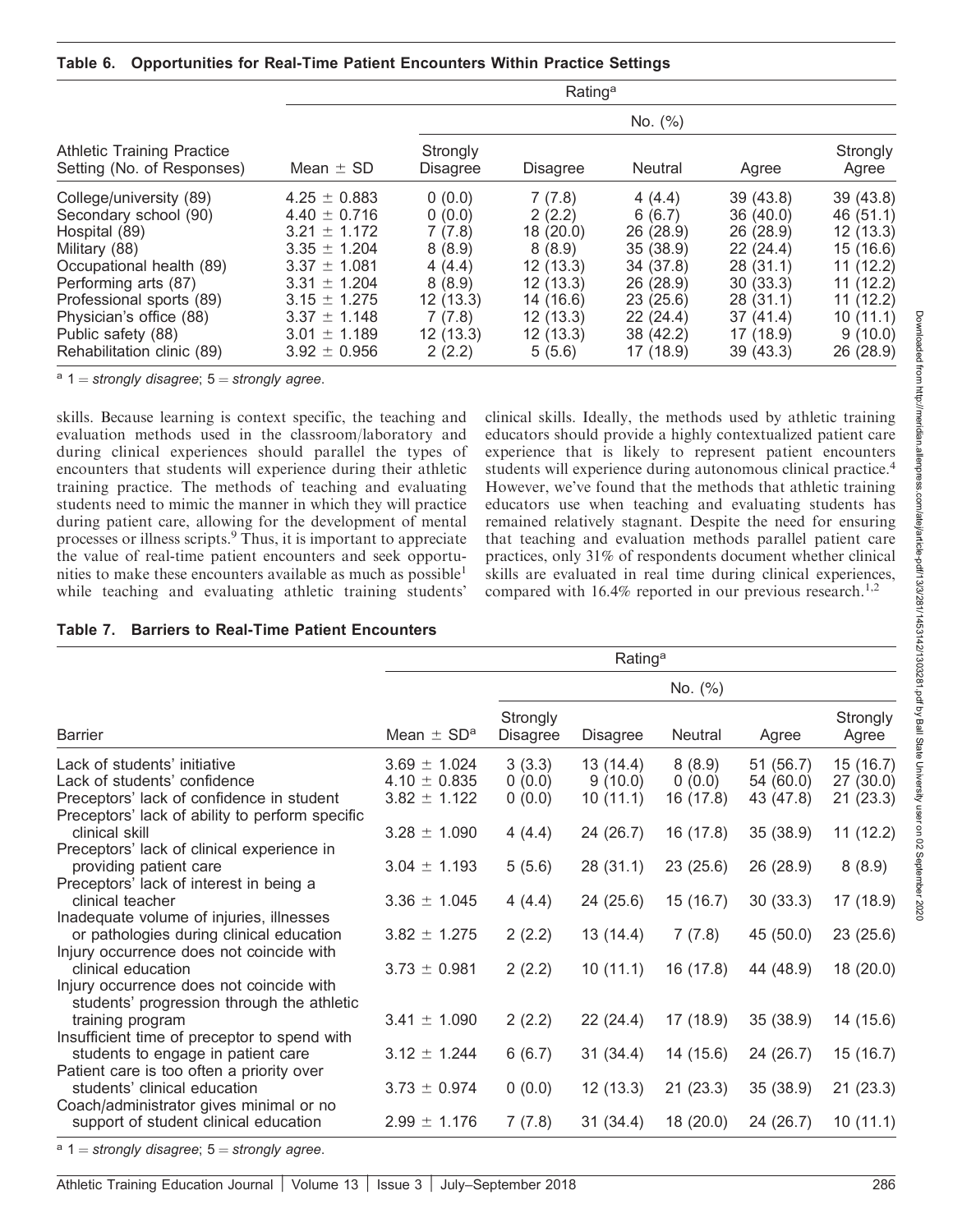**Table 6. Opportunities for Real-Time Patient Encounters Within Practice Settings**

| Athletic Training Practice Setting (No. of Responses) | Rating[a] | | | | | |
|---|---|---|---|---|---|---|
| | | No. (%) | | | | |
| | Mean ± SD | Strongly Disagree | Disagree | Neutral | Agree | Strongly Agree |
| College/university (89) | 4.25 ± 0.883 | 0 (0.0) | 7 (7.8) | 4 (4.4) | 39 (43.8) | 39 (43.8) |
| Secondary school (90) | 4.40 ± 0.716 | 0 (0.0) | 2 (2.2) | 6 (6.7) | 36 (40.0) | 46 (51.1) |
| Hospital (89) | 3.21 ± 1.172 | 7 (7.8) | 18 (20.0) | 26 (28.9) | 26 (28.9) | 12 (13.3) |
| Military (88) | 3.35 ± 1.204 | 8 (8.9) | 8 (8.9) | 35 (38.9) | 22 (24.4) | 15 (16.6) |
| Occupational health (89) | 3.37 ± 1.081 | 4 (4.4) | 12 (13.3) | 34 (37.8) | 28 (31.1) | 11 (12.2) |
| Performing arts (87) | 3.31 ± 1.204 | 8 (8.9) | 12 (13.3) | 26 (28.9) | 30 (33.3) | 11 (12.2) |
| Professional sports (89) | 3.15 ± 1.275 | 12 (13.3) | 14 (16.6) | 23 (25.6) | 28 (31.1) | 11 (12.2) |
| Physician's office (88) | 3.37 ± 1.148 | 7 (7.8) | 12 (13.3) | 22 (24.4) | 37 (41.4) | 10 (11.1) |
| Public safety (88) | 3.01 ± 1.189 | 12 (13.3) | 12 (13.3) | 38 (42.2) | 17 (18.9) | 9 (10.0) |
| Rehabilitation clinic (89) | 3.92 ± 0.956 | 2 (2.2) | 5 (5.6) | 17 (18.9) | 39 (43.3) | 26 (28.9) |

[a] 1 = *strongly disagree*; 5 = *strongly agree*.

skills. Because learning is context specific, the teaching and evaluation methods used in the classroom/laboratory and during clinical experiences should parallel the types of encounters that students will experience during their athletic training practice. The methods of teaching and evaluating students need to mimic the manner in which they will practice during patient care, allowing for the development of mental processes or illness scripts.[9] Thus, it is important to appreciate the value of real-time patient encounters and seek opportunities to make these encounters available as much as possible[1] while teaching and evaluating athletic training students' clinical skills. Ideally, the methods used by athletic training educators should provide a highly contextualized patient care experience that is likely to represent patient encounters students will experience during autonomous clinical practice.[4] However, we've found that the methods that athletic training educators use when teaching and evaluating students has remained relatively stagnant. Despite the need for ensuring that teaching and evaluation methods parallel patient care practices, only 31% of respondents document whether clinical skills are evaluated in real time during clinical experiences, compared with 16.4% reported in our previous research.[1,2]

**Table 7. Barriers to Real-Time Patient Encounters**

| Barrier | Rating[a] | | | | | |
|---|---|---|---|---|---|---|
| | | No. (%) | | | | |
| | Mean ± SD[a] | Strongly Disagree | Disagree | Neutral | Agree | Strongly Agree |
| Lack of students' initiative | 3.69 ± 1.024 | 3 (3.3) | 13 (14.4) | 8 (8.9) | 51 (56.7) | 15 (16.7) |
| Lack of students' confidence | 4.10 ± 0.835 | 0 (0.0) | 9 (10.0) | 0 (0.0) | 54 (60.0) | 27 (30.0) |
| Preceptors' lack of confidence in student | 3.82 ± 1.122 | 0 (0.0) | 10 (11.1) | 16 (17.8) | 43 (47.8) | 21 (23.3) |
| Preceptors' lack of ability to perform specific clinical skill | 3.28 ± 1.090 | 4 (4.4) | 24 (26.7) | 16 (17.8) | 35 (38.9) | 11 (12.2) |
| Preceptors' lack of clinical experience in providing patient care | 3.04 ± 1.193 | 5 (5.6) | 28 (31.1) | 23 (25.6) | 26 (28.9) | 8 (8.9) |
| Preceptors' lack of interest in being a clinical teacher | 3.36 ± 1.045 | 4 (4.4) | 24 (25.6) | 15 (16.7) | 30 (33.3) | 17 (18.9) |
| Inadequate volume of injuries, illnesses or pathologies during clinical education | 3.82 ± 1.275 | 2 (2.2) | 13 (14.4) | 7 (7.8) | 45 (50.0) | 23 (25.6) |
| Injury occurrence does not coincide with clinical education | 3.73 ± 0.981 | 2 (2.2) | 10 (11.1) | 16 (17.8) | 44 (48.9) | 18 (20.0) |
| Injury occurrence does not coincide with students' progression through the athletic training program | 3.41 ± 1.090 | 2 (2.2) | 22 (24.4) | 17 (18.9) | 35 (38.9) | 14 (15.6) |
| Insufficient time of preceptor to spend with students to engage in patient care | 3.12 ± 1.244 | 6 (6.7) | 31 (34.4) | 14 (15.6) | 24 (26.7) | 15 (16.7) |
| Patient care is too often a priority over students' clinical education | 3.73 ± 0.974 | 0 (0.0) | 12 (13.3) | 21 (23.3) | 35 (38.9) | 21 (23.3) |
| Coach/administrator gives minimal or no support of student clinical education | 2.99 ± 1.176 | 7 (7.8) | 31 (34.4) | 18 (20.0) | 24 (26.7) | 10 (11.1) |

[a] 1 = *strongly disagree*; 5 = *strongly agree*.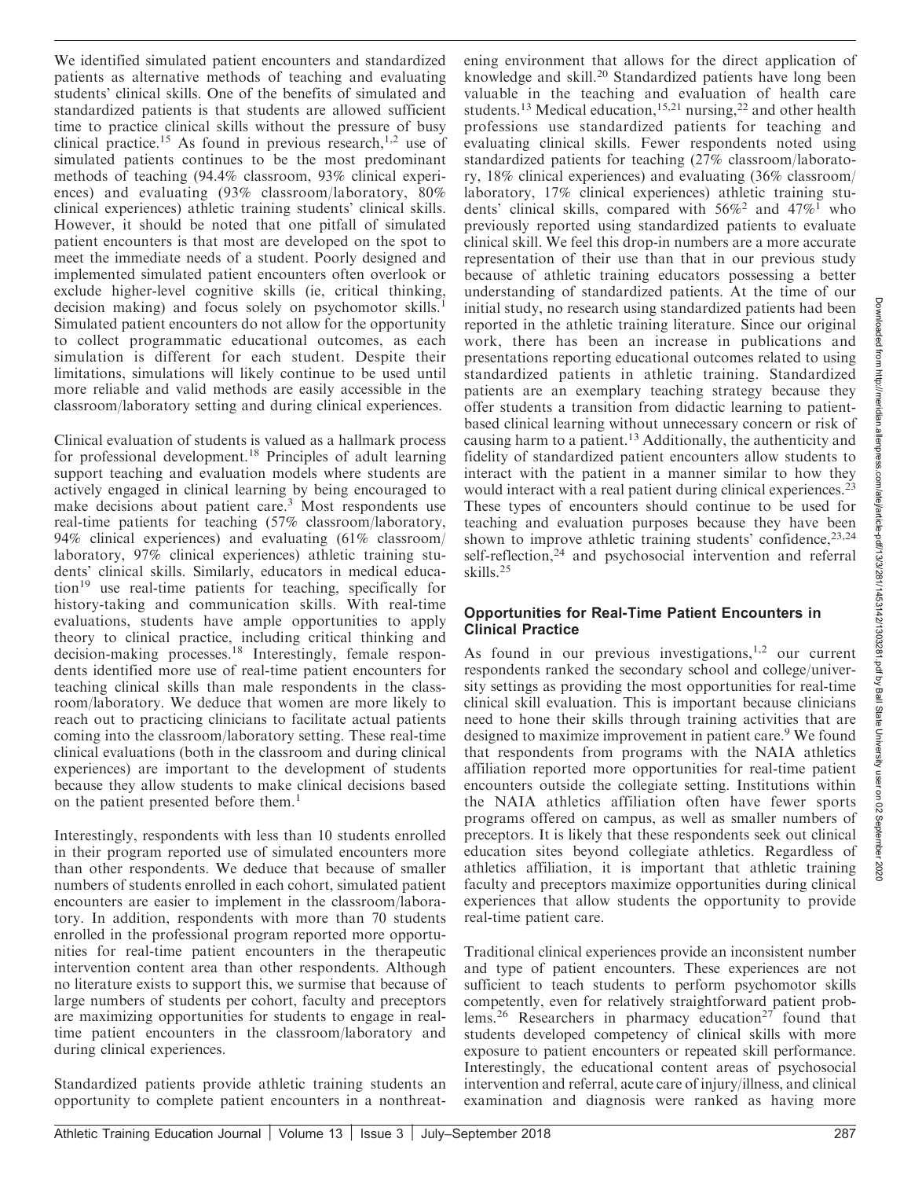We identified simulated patient encounters and standardized patients as alternative methods of teaching and evaluating students' clinical skills. One of the benefits of simulated and standardized patients is that students are allowed sufficient time to practice clinical skills without the pressure of busy clinical practice.[15] As found in previous research,[1,2] use of simulated patients continues to be the most predominant methods of teaching (94.4% classroom, 93% clinical experiences) and evaluating (93% classroom/laboratory, 80% clinical experiences) athletic training students' clinical skills. However, it should be noted that one pitfall of simulated patient encounters is that most are developed on the spot to meet the immediate needs of a student. Poorly designed and implemented simulated patient encounters often overlook or exclude higher-level cognitive skills (ie, critical thinking, decision making) and focus solely on psychomotor skills.[1] Simulated patient encounters do not allow for the opportunity to collect programmatic educational outcomes, as each simulation is different for each student. Despite their limitations, simulations will likely continue to be used until more reliable and valid methods are easily accessible in the classroom/laboratory setting and during clinical experiences.

Clinical evaluation of students is valued as a hallmark process for professional development.[18] Principles of adult learning support teaching and evaluation models where students are actively engaged in clinical learning by being encouraged to make decisions about patient care.[3] Most respondents use real-time patients for teaching (57% classroom/laboratory, 94% clinical experiences) and evaluating (61% classroom/laboratory, 97% clinical experiences) athletic training students' clinical skills. Similarly, educators in medical education[19] use real-time patients for teaching, specifically for history-taking and communication skills. With real-time evaluations, students have ample opportunities to apply theory to clinical practice, including critical thinking and decision-making processes.[18] Interestingly, female respondents identified more use of real-time patient encounters for teaching clinical skills than male respondents in the classroom/laboratory. We deduce that women are more likely to reach out to practicing clinicians to facilitate actual patients coming into the classroom/laboratory setting. These real-time clinical evaluations (both in the classroom and during clinical experiences) are important to the development of students because they allow students to make clinical decisions based on the patient presented before them.[1]

Interestingly, respondents with less than 10 students enrolled in their program reported use of simulated encounters more than other respondents. We deduce that because of smaller numbers of students enrolled in each cohort, simulated patient encounters are easier to implement in the classroom/laboratory. In addition, respondents with more than 70 students enrolled in the professional program reported more opportunities for real-time patient encounters in the therapeutic intervention content area than other respondents. Although no literature exists to support this, we surmise that because of large numbers of students per cohort, faculty and preceptors are maximizing opportunities for students to engage in real-time patient encounters in the classroom/laboratory and during clinical experiences.

Standardized patients provide athletic training students an opportunity to complete patient encounters in a nonthreatening environment that allows for the direct application of knowledge and skill.[20] Standardized patients have long been valuable in the teaching and evaluation of health care students.[13] Medical education,[15,21] nursing,[22] and other health professions use standardized patients for teaching and evaluating clinical skills. Fewer respondents noted using standardized patients for teaching (27% classroom/laboratory, 18% clinical experiences) and evaluating (36% classroom/laboratory, 17% clinical experiences) athletic training students' clinical skills, compared with 56%[2] and 47%[1] who previously reported using standardized patients to evaluate clinical skill. We feel this drop-in numbers are a more accurate representation of their use than that in our previous study because of athletic training educators possessing a better understanding of standardized patients. At the time of our initial study, no research using standardized patients had been reported in the athletic training literature. Since our original work, there has been an increase in publications and presentations reporting educational outcomes related to using standardized patients in athletic training. Standardized patients are an exemplary teaching strategy because they offer students a transition from didactic learning to patient-based clinical learning without unnecessary concern or risk of causing harm to a patient.[13] Additionally, the authenticity and fidelity of standardized patient encounters allow students to interact with the patient in a manner similar to how they would interact with a real patient during clinical experiences.[23] These types of encounters should continue to be used for teaching and evaluation purposes because they have been shown to improve athletic training students' confidence,[23,24] self-reflection,[24] and psychosocial intervention and referral skills.[25]

### Opportunities for Real-Time Patient Encounters in Clinical Practice

As found in our previous investigations,[1,2] our current respondents ranked the secondary school and college/university settings as providing the most opportunities for real-time clinical skill evaluation. This is important because clinicians need to hone their skills through training activities that are designed to maximize improvement in patient care.[9] We found that respondents from programs with the NAIA athletics affiliation reported more opportunities for real-time patient encounters outside the collegiate setting. Institutions within the NAIA athletics affiliation often have fewer sports programs offered on campus, as well as smaller numbers of preceptors. It is likely that these respondents seek out clinical education sites beyond collegiate athletics. Regardless of athletics affiliation, it is important that athletic training faculty and preceptors maximize opportunities during clinical experiences that allow students the opportunity to provide real-time patient care.

Traditional clinical experiences provide an inconsistent number and type of patient encounters. These experiences are not sufficient to teach students to perform psychomotor skills competently, even for relatively straightforward patient problems.[26] Researchers in pharmacy education[27] found that students developed competency of clinical skills with more exposure to patient encounters or repeated skill performance. Interestingly, the educational content areas of psychosocial intervention and referral, acute care of injury/illness, and clinical examination and diagnosis were ranked as having more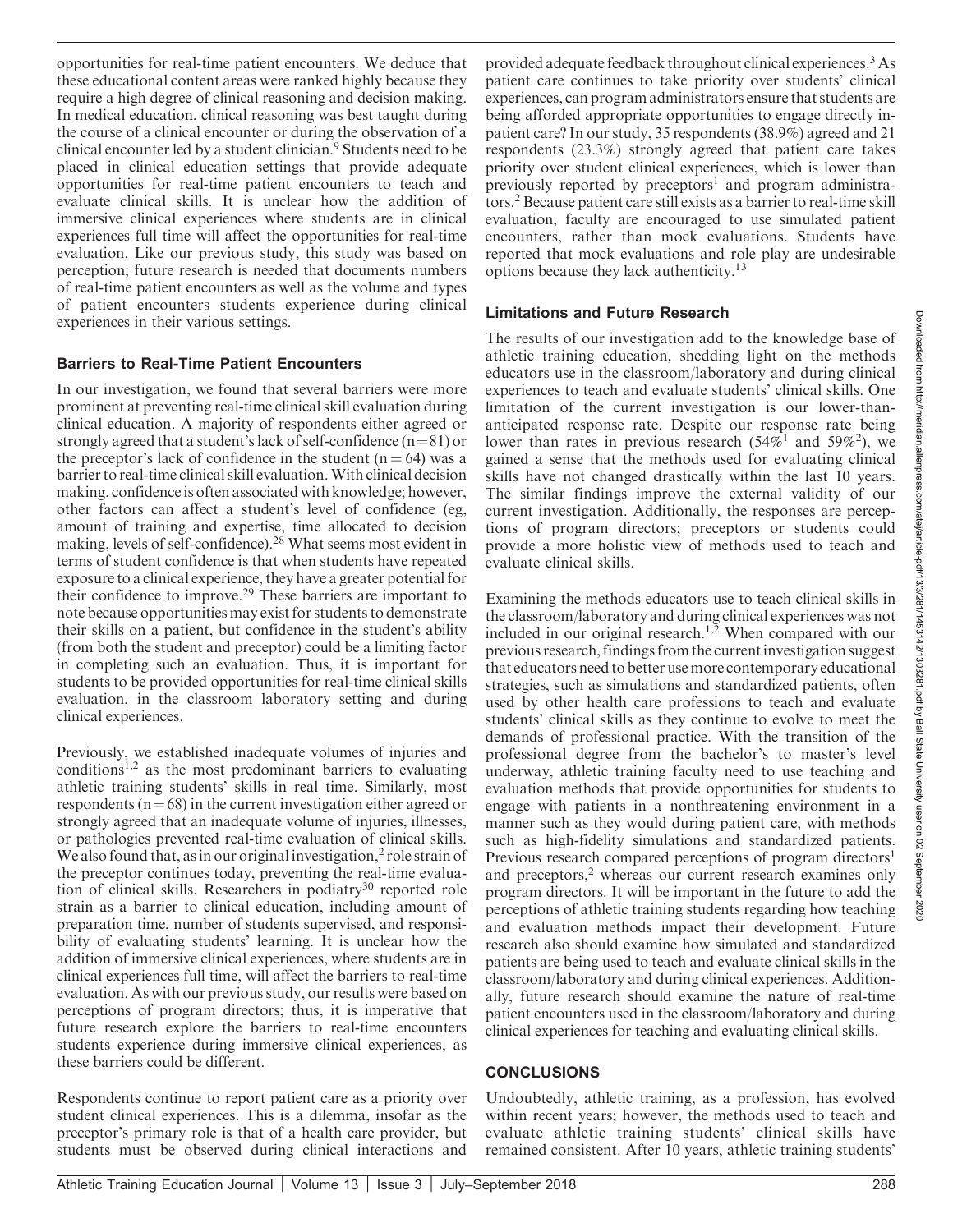opportunities for real-time patient encounters. We deduce that these educational content areas were ranked highly because they require a high degree of clinical reasoning and decision making. In medical education, clinical reasoning was best taught during the course of a clinical encounter or during the observation of a clinical encounter led by a student clinician.[9] Students need to be placed in clinical education settings that provide adequate opportunities for real-time patient encounters to teach and evaluate clinical skills. It is unclear how the addition of immersive clinical experiences where students are in clinical experiences full time will affect the opportunities for real-time evaluation. Like our previous study, this study was based on perception; future research is needed that documents numbers of real-time patient encounters as well as the volume and types of patient encounters students experience during clinical experiences in their various settings.

### Barriers to Real-Time Patient Encounters

In our investigation, we found that several barriers were more prominent at preventing real-time clinical skill evaluation during clinical education. A majority of respondents either agreed or strongly agreed that a student's lack of self-confidence (n=81) or the preceptor's lack of confidence in the student (n = 64) was a barrier to real-time clinical skill evaluation. With clinical decision making, confidence is often associated with knowledge; however, other factors can affect a student's level of confidence (eg, amount of training and expertise, time allocated to decision making, levels of self-confidence).[28] What seems most evident in terms of student confidence is that when students have repeated exposure to a clinical experience, they have a greater potential for their confidence to improve.[29] These barriers are important to note because opportunities may exist for students to demonstrate their skills on a patient, but confidence in the student's ability (from both the student and preceptor) could be a limiting factor in completing such an evaluation. Thus, it is important for students to be provided opportunities for real-time clinical skills evaluation, in the classroom laboratory setting and during clinical experiences.

Previously, we established inadequate volumes of injuries and conditions[1,2] as the most predominant barriers to evaluating athletic training students' skills in real time. Similarly, most respondents (n = 68) in the current investigation either agreed or strongly agreed that an inadequate volume of injuries, illnesses, or pathologies prevented real-time evaluation of clinical skills. We also found that, as in our original investigation,[2] role strain of the preceptor continues today, preventing the real-time evaluation of clinical skills. Researchers in podiatry[30] reported role strain as a barrier to clinical education, including amount of preparation time, number of students supervised, and responsibility of evaluating students' learning. It is unclear how the addition of immersive clinical experiences, where students are in clinical experiences full time, will affect the barriers to real-time evaluation. As with our previous study, our results were based on perceptions of program directors; thus, it is imperative that future research explore the barriers to real-time encounters students experience during immersive clinical experiences, as these barriers could be different.

Respondents continue to report patient care as a priority over student clinical experiences. This is a dilemma, insofar as the preceptor's primary role is that of a health care provider, but students must be observed during clinical interactions and provided adequate feedback throughout clinical experiences.[3] As patient care continues to take priority over students' clinical experiences, can program administrators ensure that students are being afforded appropriate opportunities to engage directly in-patient care? In our study, 35 respondents (38.9%) agreed and 21 respondents (23.3%) strongly agreed that patient care takes priority over student clinical experiences, which is lower than previously reported by preceptors[1] and program administrators.[2] Because patient care still exists as a barrier to real-time skill evaluation, faculty are encouraged to use simulated patient encounters, rather than mock evaluations. Students have reported that mock evaluations and role play are undesirable options because they lack authenticity.[13]

### Limitations and Future Research

The results of our investigation add to the knowledge base of athletic training education, shedding light on the methods educators use in the classroom/laboratory and during clinical experiences to teach and evaluate students' clinical skills. One limitation of the current investigation is our lower-than-anticipated response rate. Despite our response rate being lower than rates in previous research (54%[1] and 59%[2]), we gained a sense that the methods used for evaluating clinical skills have not changed drastically within the last 10 years. The similar findings improve the external validity of our current investigation. Additionally, the responses are perceptions of program directors; preceptors or students could provide a more holistic view of methods used to teach and evaluate clinical skills.

Examining the methods educators use to teach clinical skills in the classroom/laboratory and during clinical experiences was not included in our original research.[1,2] When compared with our previous research, findings from the current investigation suggest that educators need to better use more contemporary educational strategies, such as simulations and standardized patients, often used by other health care professions to teach and evaluate students' clinical skills as they continue to evolve to meet the demands of professional practice. With the transition of the professional degree from the bachelor's to master's level underway, athletic training faculty need to use teaching and evaluation methods that provide opportunities for students to engage with patients in a nonthreatening environment in a manner such as they would during patient care, with methods such as high-fidelity simulations and standardized patients. Previous research compared perceptions of program directors[1] and preceptors,[2] whereas our current research examines only program directors. It will be important in the future to add the perceptions of athletic training students regarding how teaching and evaluation methods impact their development. Future research also should examine how simulated and standardized patients are being used to teach and evaluate clinical skills in the classroom/laboratory and during clinical experiences. Additionally, future research should examine the nature of real-time patient encounters used in the classroom/laboratory and during clinical experiences for teaching and evaluating clinical skills.

## CONCLUSIONS

Undoubtedly, athletic training, as a profession, has evolved within recent years; however, the methods used to teach and evaluate athletic training students' clinical skills have remained consistent. After 10 years, athletic training students'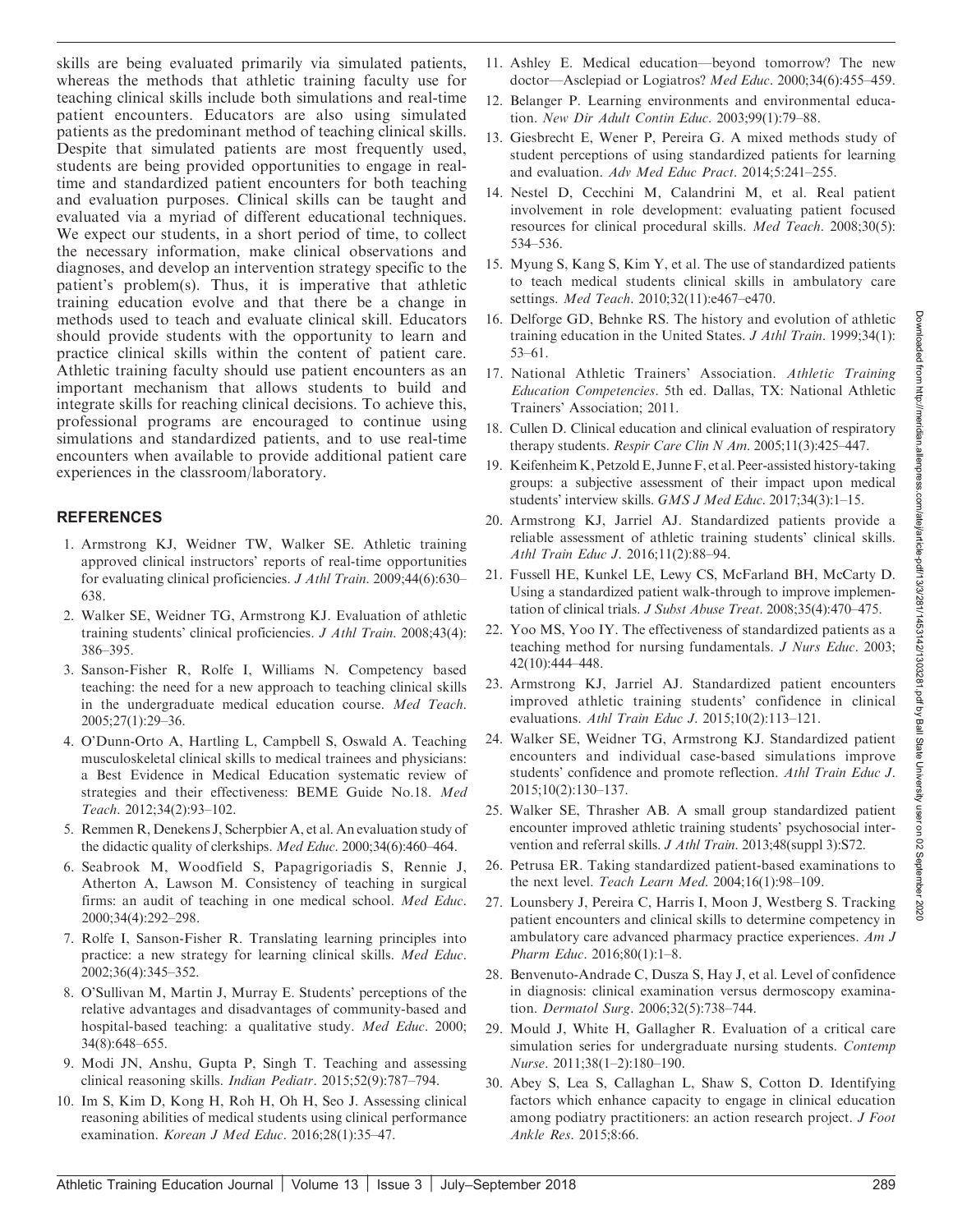skills are being evaluated primarily via simulated patients, whereas the methods that athletic training faculty use for teaching clinical skills include both simulations and real-time patient encounters. Educators are also using simulated patients as the predominant method of teaching clinical skills. Despite that simulated patients are most frequently used, students are being provided opportunities to engage in real-time and standardized patient encounters for both teaching and evaluation purposes. Clinical skills can be taught and evaluated via a myriad of different educational techniques. We expect our students, in a short period of time, to collect the necessary information, make clinical observations and diagnoses, and develop an intervention strategy specific to the patient's problem(s). Thus, it is imperative that athletic training education evolve and that there be a change in methods used to teach and evaluate clinical skill. Educators should provide students with the opportunity to learn and practice clinical skills within the content of patient care. Athletic training faculty should use patient encounters as an important mechanism that allows students to build and integrate skills for reaching clinical decisions. To achieve this, professional programs are encouraged to continue using simulations and standardized patients, and to use real-time encounters when available to provide additional patient care experiences in the classroom/laboratory.

## REFERENCES

1. Armstrong KJ, Weidner TW, Walker SE. Athletic training approved clinical instructors' reports of real-time opportunities for evaluating clinical proficiencies. *J Athl Train*. 2009;44(6):630–638.
2. Walker SE, Weidner TG, Armstrong KJ. Evaluation of athletic training students' clinical proficiencies. *J Athl Train*. 2008;43(4):386–395.
3. Sanson-Fisher R, Rolfe I, Williams N. Competency based teaching: the need for a new approach to teaching clinical skills in the undergraduate medical education course. *Med Teach*. 2005;27(1):29–36.
4. O'Dunn-Orto A, Hartling L, Campbell S, Oswald A. Teaching musculoskeletal clinical skills to medical trainees and physicians: a Best Evidence in Medical Education systematic review of strategies and their effectiveness: BEME Guide No.18. *Med Teach*. 2012;34(2):93–102.
5. Remmen R, Denekens J, Scherpbier A, et al. An evaluation study of the didactic quality of clerkships. *Med Educ*. 2000;34(6):460–464.
6. Seabrook M, Woodfield S, Papagrigoriadis S, Rennie J, Atherton A, Lawson M. Consistency of teaching in surgical firms: an audit of teaching in one medical school. *Med Educ*. 2000;34(4):292–298.
7. Rolfe I, Sanson-Fisher R. Translating learning principles into practice: a new strategy for learning clinical skills. *Med Educ*. 2002;36(4):345–352.
8. O'Sullivan M, Martin J, Murray E. Students' perceptions of the relative advantages and disadvantages of community-based and hospital-based teaching: a qualitative study. *Med Educ*. 2000; 34(8):648–655.
9. Modi JN, Anshu, Gupta P, Singh T. Teaching and assessing clinical reasoning skills. *Indian Pediatr*. 2015;52(9):787–794.
10. Im S, Kim D, Kong H, Roh H, Oh H, Seo J. Assessing clinical reasoning abilities of medical students using clinical performance examination. *Korean J Med Educ*. 2016;28(1):35–47.
11. Ashley E. Medical education—beyond tomorrow? The new doctor—Asclepiad or Logiatros? *Med Educ*. 2000;34(6):455–459.
12. Belanger P. Learning environments and environmental education. *New Dir Adult Contin Educ*. 2003;99(1):79–88.
13. Giesbrecht E, Wener P, Pereira G. A mixed methods study of student perceptions of using standardized patients for learning and evaluation. *Adv Med Educ Pract*. 2014;5:241–255.
14. Nestel D, Cecchini M, Calandrini M, et al. Real patient involvement in role development: evaluating patient focused resources for clinical procedural skills. *Med Teach*. 2008;30(5):534–536.
15. Myung S, Kang S, Kim Y, et al. The use of standardized patients to teach medical students clinical skills in ambulatory care settings. *Med Teach*. 2010;32(11):e467–e470.
16. Delforge GD, Behnke RS. The history and evolution of athletic training education in the United States. *J Athl Train*. 1999;34(1):53–61.
17. National Athletic Trainers' Association. *Athletic Training Education Competencies*. 5th ed. Dallas, TX: National Athletic Trainers' Association; 2011.
18. Cullen D. Clinical education and clinical evaluation of respiratory therapy students. *Respir Care Clin N Am*. 2005;11(3):425–447.
19. Keifenheim K, Petzold E, Junne F, et al. Peer-assisted history-taking groups: a subjective assessment of their impact upon medical students' interview skills. *GMS J Med Educ*. 2017;34(3):1–15.
20. Armstrong KJ, Jarriel AJ. Standardized patients provide a reliable assessment of athletic training students' clinical skills. *Athl Train Educ J*. 2016;11(2):88–94.
21. Fussell HE, Kunkel LE, Lewy CS, McFarland BH, McCarty D. Using a standardized patient walk-through to improve implementation of clinical trials. *J Subst Abuse Treat*. 2008;35(4):470–475.
22. Yoo MS, Yoo IY. The effectiveness of standardized patients as a teaching method for nursing fundamentals. *J Nurs Educ*. 2003; 42(10):444–448.
23. Armstrong KJ, Jarriel AJ. Standardized patient encounters improved athletic training students' confidence in clinical evaluations. *Athl Train Educ J*. 2015;10(2):113–121.
24. Walker SE, Weidner TG, Armstrong KJ. Standardized patient encounters and individual case-based simulations improve students' confidence and promote reflection. *Athl Train Educ J*. 2015;10(2):130–137.
25. Walker SE, Thrasher AB. A small group standardized patient encounter improved athletic training students' psychosocial intervention and referral skills. *J Athl Train*. 2013;48(suppl 3):S72.
26. Petrusa ER. Taking standardized patient-based examinations to the next level. *Teach Learn Med*. 2004;16(1):98–109.
27. Lounsbery J, Pereira C, Harris I, Moon J, Westberg S. Tracking patient encounters and clinical skills to determine competency in ambulatory care advanced pharmacy practice experiences. *Am J Pharm Educ*. 2016;80(1):1–8.
28. Benvenuto-Andrade C, Dusza S, Hay J, et al. Level of confidence in diagnosis: clinical examination versus dermoscopy examination. *Dermatol Surg*. 2006;32(5):738–744.
29. Mould J, White H, Gallagher R. Evaluation of a critical care simulation series for undergraduate nursing students. *Contemp Nurse*. 2011;38(1–2):180–190.
30. Abey S, Lea S, Callaghan L, Shaw S, Cotton D. Identifying factors which enhance capacity to engage in clinical education among podiatry practitioners: an action research project. *J Foot Ankle Res*. 2015;8:66.